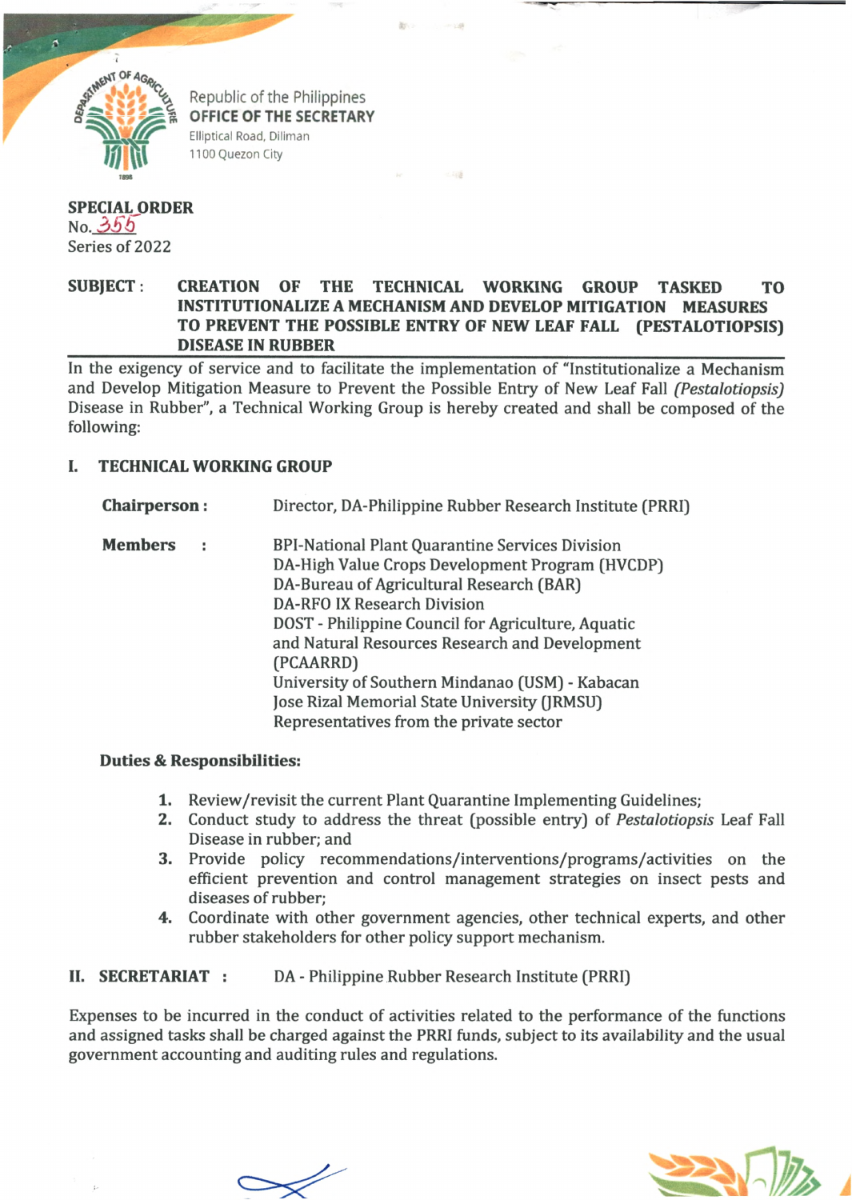Republic of the Philippines
**OFFICE OF THE SECRETARY**
Elliptical Road, Diliman
1100 Quezon City

**SPECIAL ORDER**
No. 355
Series of 2022

**SUBJECT : CREATION OF THE TECHNICAL WORKING GROUP TASKED TO INSTITUTIONALIZE A MECHANISM AND DEVELOP MITIGATION MEASURES TO PREVENT THE POSSIBLE ENTRY OF NEW LEAF FALL (PESTALOTIOPSIS) DISEASE IN RUBBER**

In the exigency of service and to facilitate the implementation of "Institutionalize a Mechanism and Develop Mitigation Measure to Prevent the Possible Entry of New Leaf Fall *(Pestalotiopsis)* Disease in Rubber", a Technical Working Group is hereby created and shall be composed of the following:

## I. TECHNICAL WORKING GROUP

**Chairperson :** Director, DA-Philippine Rubber Research Institute (PRRI)

**Members :**
- BPI-National Plant Quarantine Services Division
- DA-High Value Crops Development Program (HVCDP)
- DA-Bureau of Agricultural Research (BAR)
- DA-RFO IX Research Division
- DOST - Philippine Council for Agriculture, Aquatic and Natural Resources Research and Development (PCAARRD)
- University of Southern Mindanao (USM) - Kabacan
- Jose Rizal Memorial State University (JRMSU)
- Representatives from the private sector

**Duties & Responsibilities:**

1. Review/revisit the current Plant Quarantine Implementing Guidelines;
2. Conduct study to address the threat (possible entry) of *Pestalotiopsis* Leaf Fall Disease in rubber; and
3. Provide policy recommendations/interventions/programs/activities on the efficient prevention and control management strategies on insect pests and diseases of rubber;
4. Coordinate with other government agencies, other technical experts, and other rubber stakeholders for other policy support mechanism.

## II. SECRETARIAT : DA - Philippine Rubber Research Institute (PRRI)

Expenses to be incurred in the conduct of activities related to the performance of the functions and assigned tasks shall be charged against the PRRI funds, subject to its availability and the usual government accounting and auditing rules and regulations.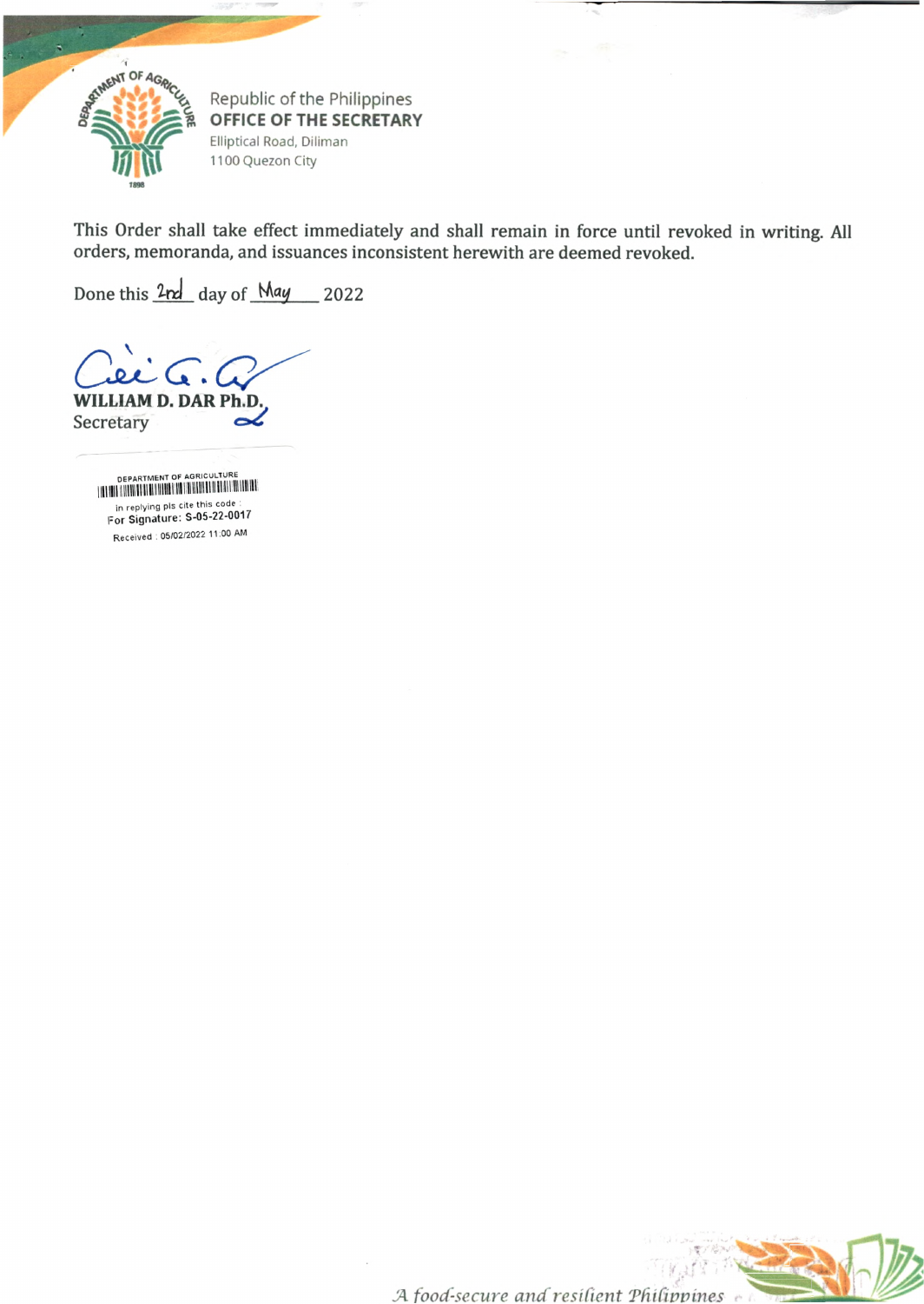Republic of the Philippines
**OFFICE OF THE SECRETARY**
Elliptical Road, Diliman
1100 Quezon City

This Order shall take effect immediately and shall remain in force until revoked in writing. All orders, memoranda, and issuances inconsistent herewith are deemed revoked.

Done this 2nd day of May 2022

**WILLIAM D. DAR Ph.D.**
Secretary

DEPARTMENT OF AGRICULTURE
In replying pls cite this code :
For Signature: S-05-22-0017
Received : 05/02/2022 11:00 AM

*A food-secure and resilient Philippines*